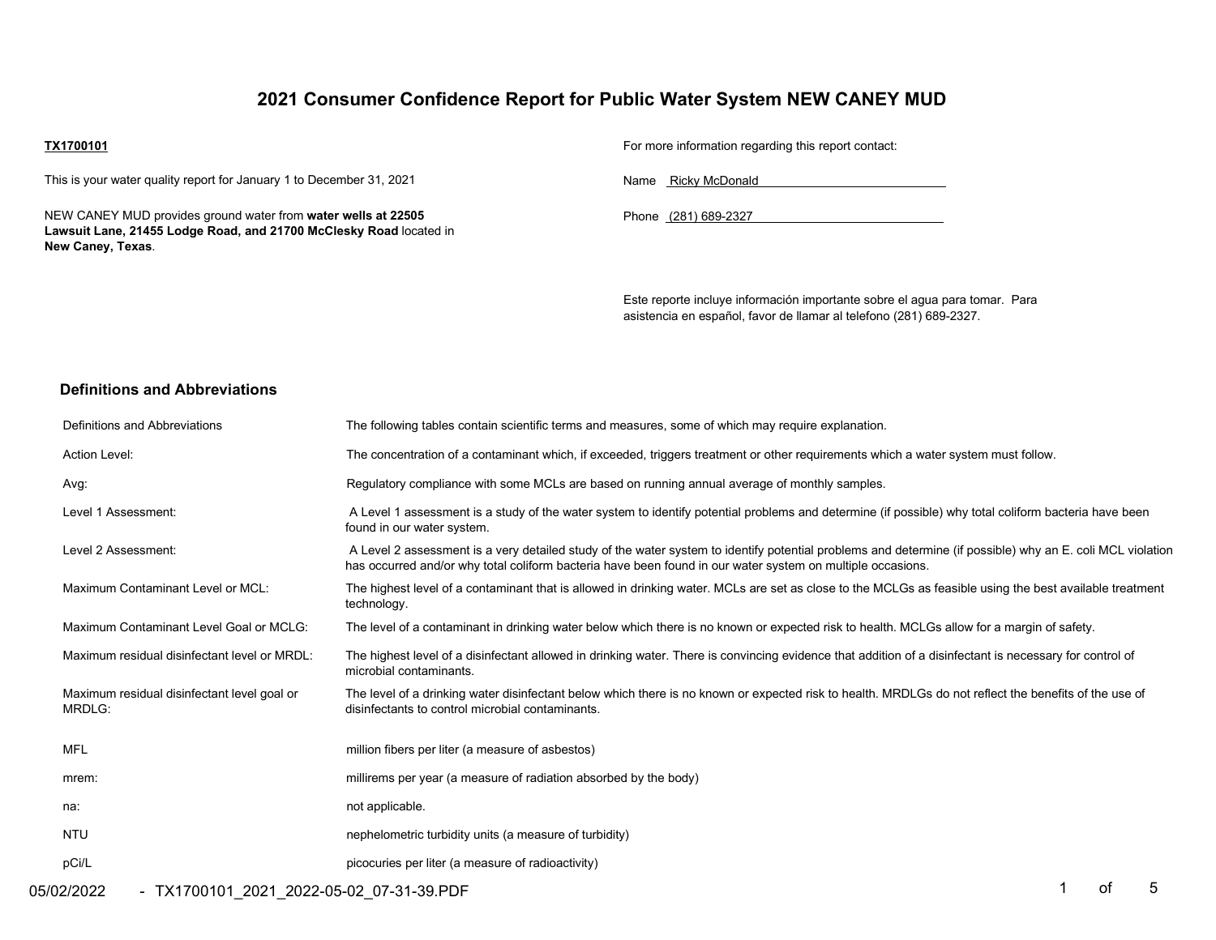# 2021 Consumer Confidence Report for Public Water System NEW CANEY MUD

**TX1700101**

This is your water quality report for January 1 to December 31, 2021

NEW CANEY MUD provides ground water from **water wells at 22505 Lawsuit Lane, 21455 Lodge Road, and 21700 McClesky Road** located in **New Caney, Texas**.

For more information regarding this report contact:

Name Ricky McDonald

Phone (281) 689-2327

Este reporte incluye información importante sobre el agua para tomar. Para asistencia en español, favor de llamar al telefono (281) 689-2327.

## Definitions and Abbreviations

| | |
|---|---|
| Definitions and Abbreviations | The following tables contain scientific terms and measures, some of which may require explanation. |
| Action Level: | The concentration of a contaminant which, if exceeded, triggers treatment or other requirements which a water system must follow. |
| Avg: | Regulatory compliance with some MCLs are based on running annual average of monthly samples. |
| Level 1 Assessment: | A Level 1 assessment is a study of the water system to identify potential problems and determine (if possible) why total coliform bacteria have been found in our water system. |
| Level 2 Assessment: | A Level 2 assessment is a very detailed study of the water system to identify potential problems and determine (if possible) why an E. coli MCL violation has occurred and/or why total coliform bacteria have been found in our water system on multiple occasions. |
| Maximum Contaminant Level or MCL: | The highest level of a contaminant that is allowed in drinking water. MCLs are set as close to the MCLGs as feasible using the best available treatment technology. |
| Maximum Contaminant Level Goal or MCLG: | The level of a contaminant in drinking water below which there is no known or expected risk to health. MCLGs allow for a margin of safety. |
| Maximum residual disinfectant level or MRDL: | The highest level of a disinfectant allowed in drinking water. There is convincing evidence that addition of a disinfectant is necessary for control of microbial contaminants. |
| Maximum residual disinfectant level goal or MRDLG: | The level of a drinking water disinfectant below which there is no known or expected risk to health. MRDLGs do not reflect the benefits of the use of disinfectants to control microbial contaminants. |
| MFL | million fibers per liter (a measure of asbestos) |
| mrem: | millirems per year (a measure of radiation absorbed by the body) |
| na: | not applicable. |
| NTU | nephelometric turbidity units (a measure of turbidity) |
| pCi/L | picocuries per liter (a measure of radioactivity) |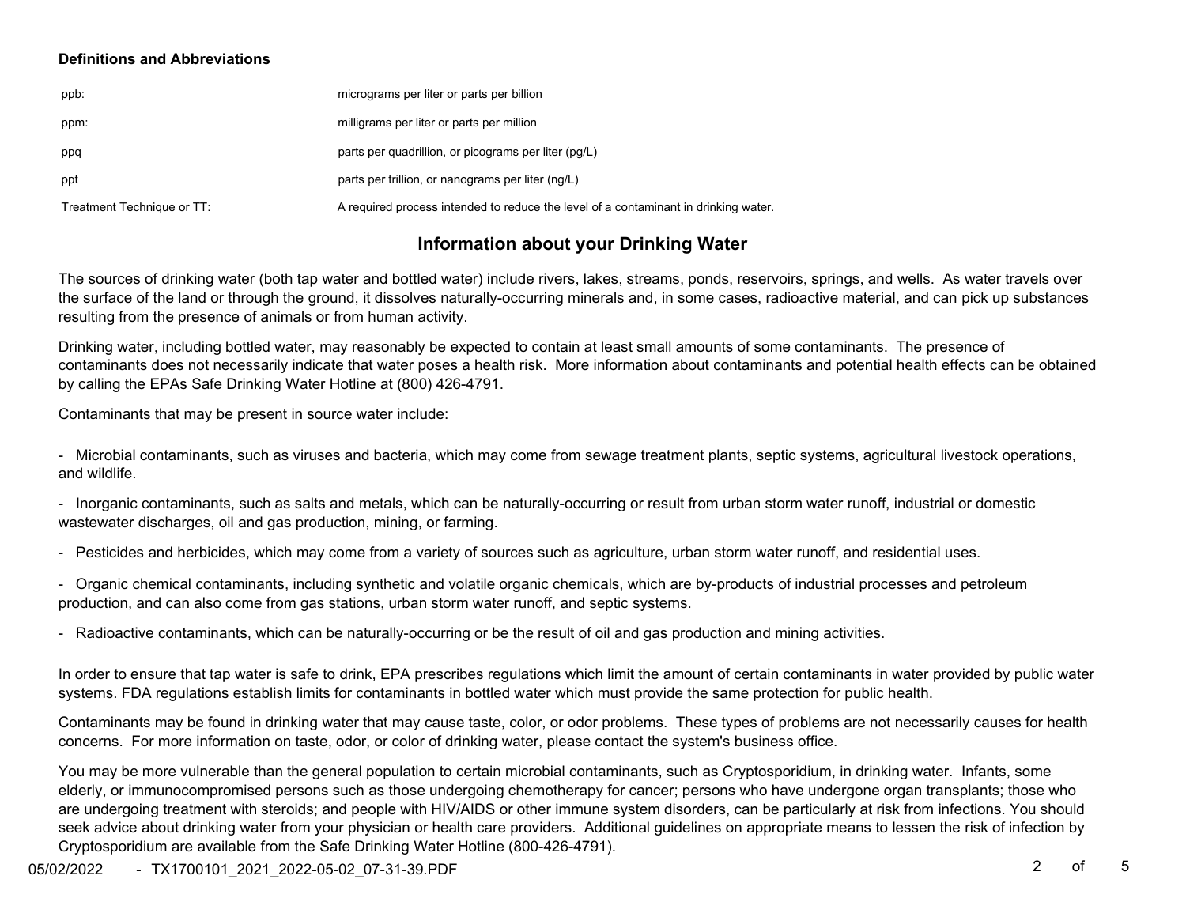**Definitions and Abbreviations**

| | |
|---|---|
| ppb: | micrograms per liter or parts per billion |
| ppm: | milligrams per liter or parts per million |
| ppq | parts per quadrillion, or picograms per liter (pg/L) |
| ppt | parts per trillion, or nanograms per liter (ng/L) |
| Treatment Technique or TT: | A required process intended to reduce the level of a contaminant in drinking water. |

## Information about your Drinking Water

The sources of drinking water (both tap water and bottled water) include rivers, lakes, streams, ponds, reservoirs, springs, and wells. As water travels over the surface of the land or through the ground, it dissolves naturally-occurring minerals and, in some cases, radioactive material, and can pick up substances resulting from the presence of animals or from human activity.

Drinking water, including bottled water, may reasonably be expected to contain at least small amounts of some contaminants. The presence of contaminants does not necessarily indicate that water poses a health risk. More information about contaminants and potential health effects can be obtained by calling the EPAs Safe Drinking Water Hotline at (800) 426-4791.

Contaminants that may be present in source water include:

- Microbial contaminants, such as viruses and bacteria, which may come from sewage treatment plants, septic systems, agricultural livestock operations, and wildlife.
- Inorganic contaminants, such as salts and metals, which can be naturally-occurring or result from urban storm water runoff, industrial or domestic wastewater discharges, oil and gas production, mining, or farming.
- Pesticides and herbicides, which may come from a variety of sources such as agriculture, urban storm water runoff, and residential uses.
- Organic chemical contaminants, including synthetic and volatile organic chemicals, which are by-products of industrial processes and petroleum production, and can also come from gas stations, urban storm water runoff, and septic systems.
- Radioactive contaminants, which can be naturally-occurring or be the result of oil and gas production and mining activities.

In order to ensure that tap water is safe to drink, EPA prescribes regulations which limit the amount of certain contaminants in water provided by public water systems. FDA regulations establish limits for contaminants in bottled water which must provide the same protection for public health.

Contaminants may be found in drinking water that may cause taste, color, or odor problems. These types of problems are not necessarily causes for health concerns. For more information on taste, odor, or color of drinking water, please contact the system's business office.

You may be more vulnerable than the general population to certain microbial contaminants, such as Cryptosporidium, in drinking water. Infants, some elderly, or immunocompromised persons such as those undergoing chemotherapy for cancer; persons who have undergone organ transplants; those who are undergoing treatment with steroids; and people with HIV/AIDS or other immune system disorders, can be particularly at risk from infections. You should seek advice about drinking water from your physician or health care providers. Additional guidelines on appropriate means to lessen the risk of infection by Cryptosporidium are available from the Safe Drinking Water Hotline (800-426-4791).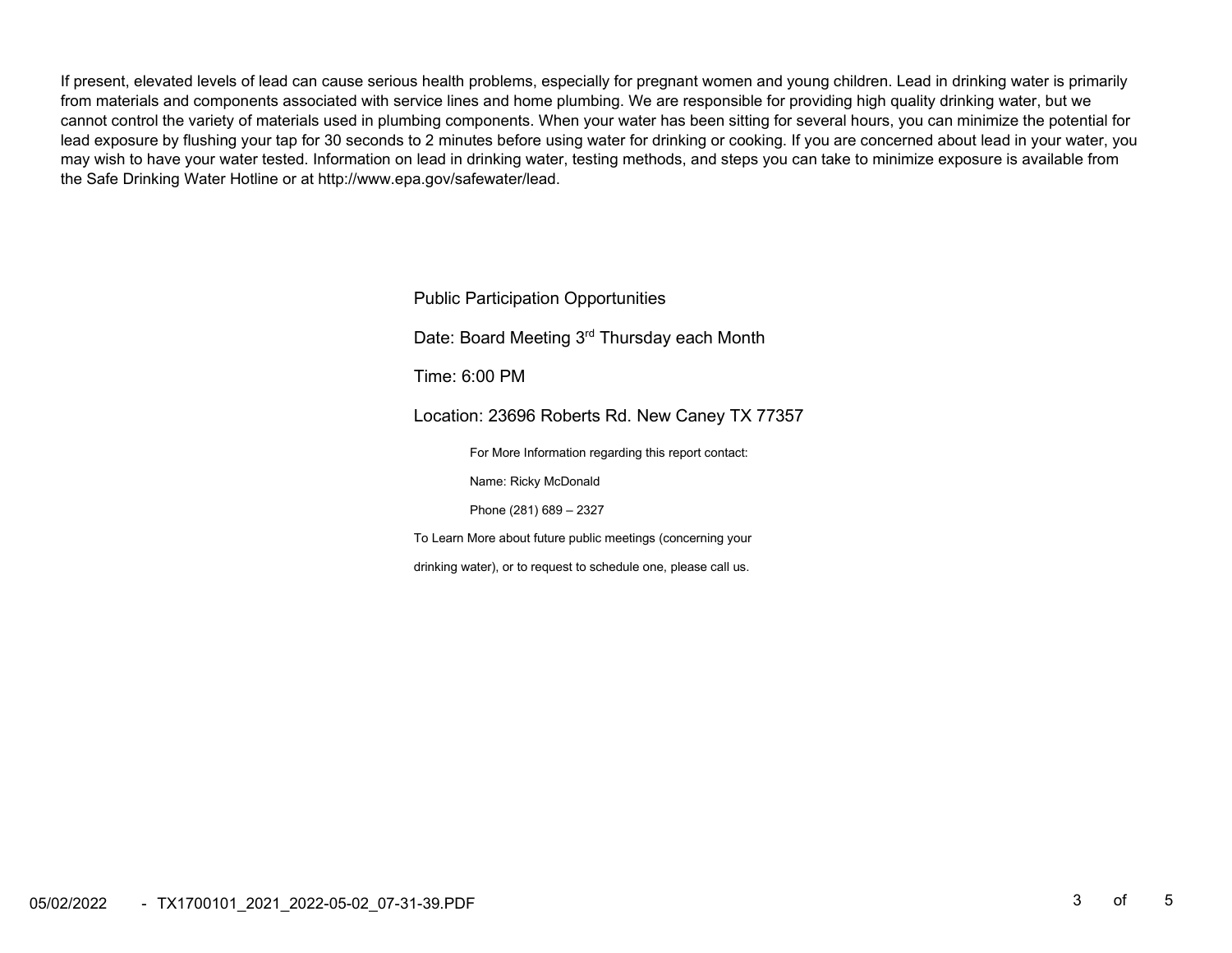If present, elevated levels of lead can cause serious health problems, especially for pregnant women and young children. Lead in drinking water is primarily from materials and components associated with service lines and home plumbing. We are responsible for providing high quality drinking water, but we cannot control the variety of materials used in plumbing components. When your water has been sitting for several hours, you can minimize the potential for lead exposure by flushing your tap for 30 seconds to 2 minutes before using water for drinking or cooking. If you are concerned about lead in your water, you may wish to have your water tested. Information on lead in drinking water, testing methods, and steps you can take to minimize exposure is available from the Safe Drinking Water Hotline or at http://www.epa.gov/safewater/lead.

Public Participation Opportunities

Date: Board Meeting 3rd Thursday each Month

Time: 6:00 PM

Location: 23696 Roberts Rd. New Caney TX 77357

For More Information regarding this report contact:

Name: Ricky McDonald

Phone (281) 689 – 2327

To Learn More about future public meetings (concerning your drinking water), or to request to schedule one, please call us.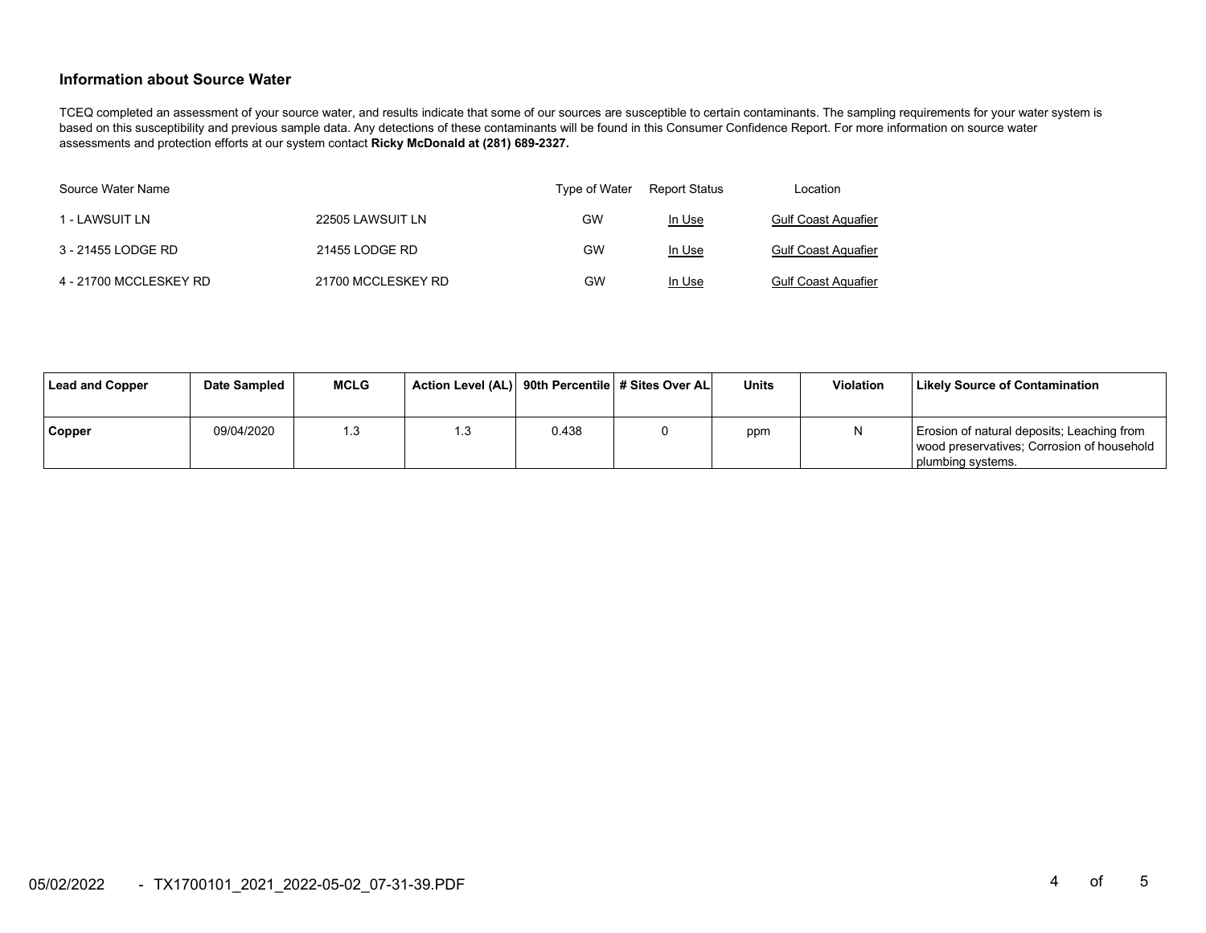### Information about Source Water

TCEQ completed an assessment of your source water, and results indicate that some of our sources are susceptible to certain contaminants. The sampling requirements for your water system is based on this susceptibility and previous sample data. Any detections of these contaminants will be found in this Consumer Confidence Report. For more information on source water assessments and protection efforts at our system contact **Ricky McDonald at (281) 689-2327.**

| Source Water Name | | Type of Water | Report Status | Location |
|---|---|---|---|---|
| 1 - LAWSUIT LN | 22505 LAWSUIT LN | GW | In Use | Gulf Coast Aquafier |
| 3 - 21455 LODGE RD | 21455 LODGE RD | GW | In Use | Gulf Coast Aquafier |
| 4 - 21700 MCCLESKEY RD | 21700 MCCLESKEY RD | GW | In Use | Gulf Coast Aquafier |

| Lead and Copper | Date Sampled | MCLG | Action Level (AL) | 90th Percentile | # Sites Over AL | Units | Violation | Likely Source of Contamination |
|---|---|---|---|---|---|---|---|---|
| **Copper** | 09/04/2020 | 1.3 | 1.3 | 0.438 | 0 | ppm | N | Erosion of natural deposits; Leaching from wood preservatives; Corrosion of household plumbing systems. |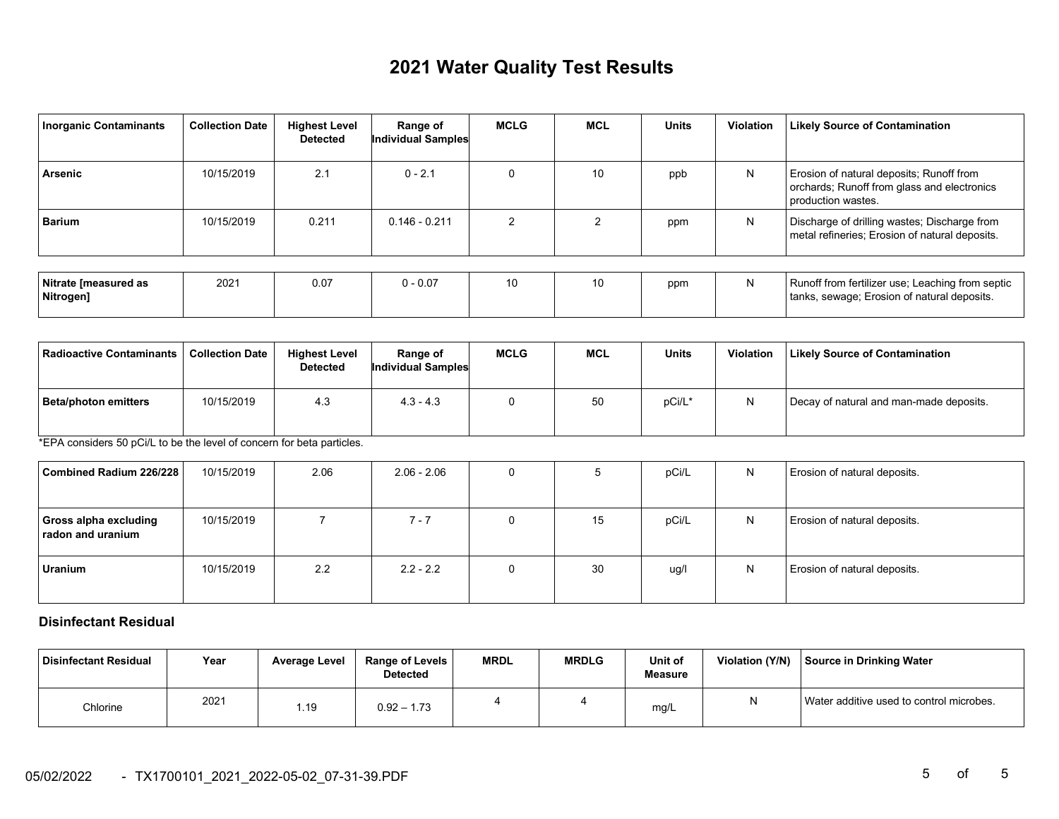# 2021 Water Quality Test Results

| Inorganic Contaminants | Collection Date | Highest Level Detected | Range of Individual Samples | MCLG | MCL | Units | Violation | Likely Source of Contamination |
|---|---|---|---|---|---|---|---|---|
| **Arsenic** | 10/15/2019 | 2.1 | 0 - 2.1 | 0 | 10 | ppb | N | Erosion of natural deposits; Runoff from orchards; Runoff from glass and electronics production wastes. |
| **Barium** | 10/15/2019 | 0.211 | 0.146 - 0.211 | 2 | 2 | ppm | N | Discharge of drilling wastes; Discharge from metal refineries; Erosion of natural deposits. |
| **Nitrate [measured as Nitrogen]** | 2021 | 0.07 | 0 - 0.07 | 10 | 10 | ppm | N | Runoff from fertilizer use; Leaching from septic tanks, sewage; Erosion of natural deposits. |

| Radioactive Contaminants | Collection Date | Highest Level Detected | Range of Individual Samples | MCLG | MCL | Units | Violation | Likely Source of Contamination |
|---|---|---|---|---|---|---|---|---|
| **Beta/photon emitters** | 10/15/2019 | 4.3 | 4.3 - 4.3 | 0 | 50 | pCi/L* | N | Decay of natural and man-made deposits. |
| **Combined Radium 226/228** | 10/15/2019 | 2.06 | 2.06 - 2.06 | 0 | 5 | pCi/L | N | Erosion of natural deposits. |
| **Gross alpha excluding radon and uranium** | 10/15/2019 | 7 | 7 - 7 | 0 | 15 | pCi/L | N | Erosion of natural deposits. |
| **Uranium** | 10/15/2019 | 2.2 | 2.2 - 2.2 | 0 | 30 | ug/l | N | Erosion of natural deposits. |

*EPA considers 50 pCi/L to be the level of concern for beta particles.

### Disinfectant Residual

| Disinfectant Residual | Year | Average Level | Range of Levels Detected | MRDL | MRDLG | Unit of Measure | Violation (Y/N) | Source in Drinking Water |
|---|---|---|---|---|---|---|---|---|
| Chlorine | 2021 | 1.19 | 0.92 – 1.73 | 4 | 4 | mg/L | N | Water additive used to control microbes. |